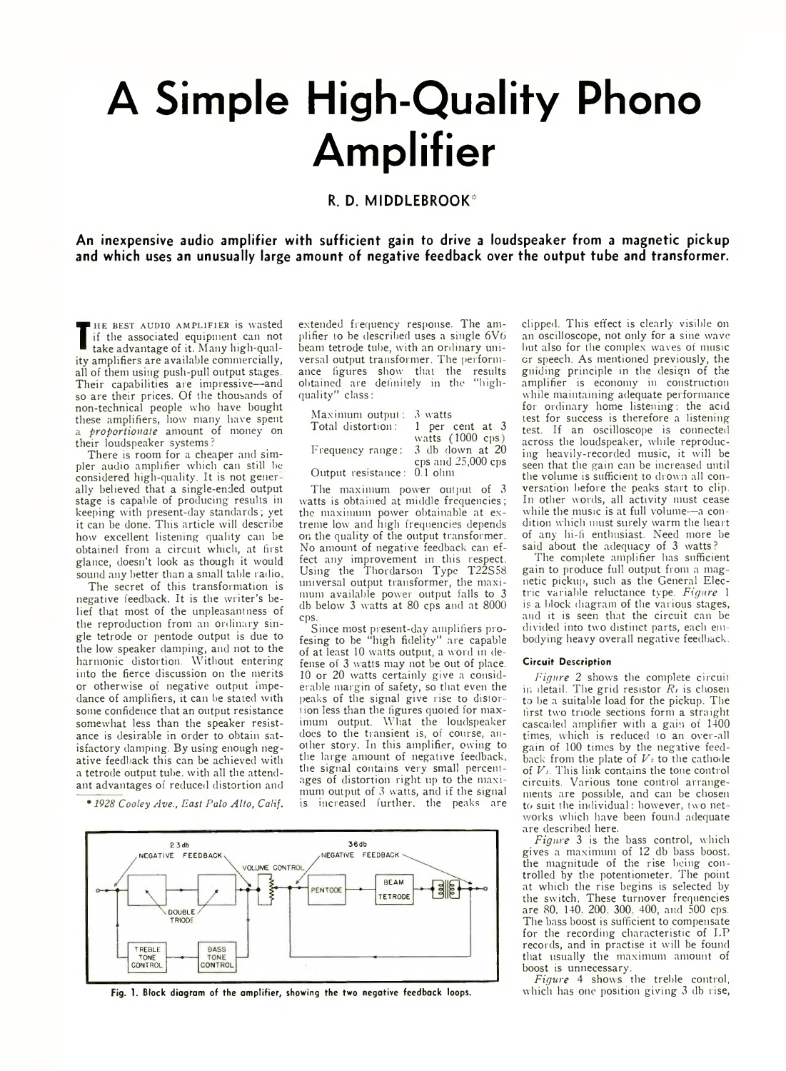# A Simple High-Quality Phono Amplifier

**R. D. MIDDLEBROOK***

**An inexpensive audio amplifier with sufficient gain to drive a loudspeaker from a magnetic pickup and which uses an unusually large amount of negative feedback over the output tube and transformer.**

The best audio amplifier is wasted if the associated equipment can not take advantage of it. Many high-quality amplifiers are available commercially, all of them using push-pull output stages. Their capabilities are impressive—and so are their prices. Of the thousands of non-technical people who have bought these amplifiers, how many have spent a *proportionate* amount of money on their loudspeaker systems?

There is room for a cheaper and simpler audio amplifier which can still be considered high-quality. It is not generally believed that a single-ended output stage is capable of producing results in keeping with present-day standards; yet it can be done. This article will describe how excellent listening quality can be obtained from a circuit which, at first glance, doesn't look as though it would sound any better than a small table radio.

The secret of this transformation is negative feedback. It is the writer's belief that most of the unpleasantness of the reproduction from an ordinary single tetrode or pentode output is due to the low speaker damping, and not to the harmonic distortion. Without entering into the fierce discussion on the merits or otherwise of negative output impedance of amplifiers, it can be stated with some confidence that an output resistance somewhat less than the speaker resistance is desirable in order to obtain satisfactory damping. By using enough negative feedback this can be achieved with a tetrode output tube, with all the attendant advantages of reduced distortion and extended frequency response. The amplifier to be described uses a single 6V6 beam tetrode tube, with an ordinary universal output transformer. The performance figures show that the results obtained are definitely in the "high-quality" class:

| | |
|---|---|
| Maximum output: | 3 watts |
| Total distortion: | 1 per cent at 3 watts (1000 cps) |
| Frequency range: | 3 db down at 20 cps and 25,000 cps |
| Output resistance: | 0.1 ohm |

The maximum power output of 3 watts is obtained at middle frequencies; the maximum power obtainable at extreme low and high frequencies depends on the quality of the output transformer. No amount of negative feedback can effect any improvement in this respect. Using the Thordarson Type T22S58 universal output transformer, the maximum available power output falls to 3 db below 3 watts at 80 cps and at 8000 cps.

Since most present-day amplifiers professing to be "high fidelity" are capable of at least 10 watts output, a word in defense of 3 watts may not be out of place. 10 or 20 watts certainly give a considerable margin of safety, so that even the peaks of the signal give rise to distortion less than the figures quoted for maximum output. What the loudspeaker does to the transient is, of course, another story. In this amplifier, owing to the large amount of negative feedback, the signal contains very small percentages of distortion right up to the maximum output of 3 watts, and if the signal is increased further, the peaks are clipped. This effect is clearly visible on an oscilloscope, not only for a sine wave but also for the complex waves of music or speech. As mentioned previously, the guiding principle in the design of the amplifier is economy in construction while maintaining adequate performance for ordinary home listening: the acid test for success is therefore a listening test. If an oscilloscope is connected across the loudspeaker, while reproducing heavily-recorded music, it will be seen that the gain can be increased until the volume is sufficient to drown all conversation before the peaks start to clip. In other words, all activity must cease while the music is at full volume—a condition which must surely warm the heart of any hi-fi enthusiast. Need more be said about the adequacy of 3 watts?

The complete amplifier has sufficient gain to produce full output from a magnetic pickup, such as the General Electric variable reluctance type. *Figure* 1 is a block diagram of the various stages, and it is seen that the circuit can be divided into two distinct parts, each embodying heavy overall negative feedback.

Fig. 1. Block diagram of the amplifier, showing the two negative feedback loops.

#### Circuit Description

*Figure* 2 shows the complete circuit in detail. The grid resistor $R_1$ is chosen to be a suitable load for the pickup. The first two triode sections form a straight cascaded amplifier with a gain of 1400 times, which is reduced to an over-all gain of 100 times by the negative feedback from the plate of $V_2$ to the cathode of $V_1$. This link contains the tone control circuits. Various tone control arrangements are possible, and can be chosen to suit the individual: however, two networks which have been found adequate are described here.

*Figure* 3 is the bass control, which gives a maximum of 12 db bass boost, the magnitude of the rise being controlled by the potentiometer. The point at which the rise begins is selected by the switch. These turnover frequencies are 80, 140, 200, 300, 400, and 500 cps. The bass boost is sufficient to compensate for the recording characteristic of LP records, and in practise it will be found that usually the maximum amount of boost is unnecessary.

*Figure* 4 shows the treble control, which has one position giving 3 db rise,

\* 1928 Cooley Ave., East Palo Alto, Calif.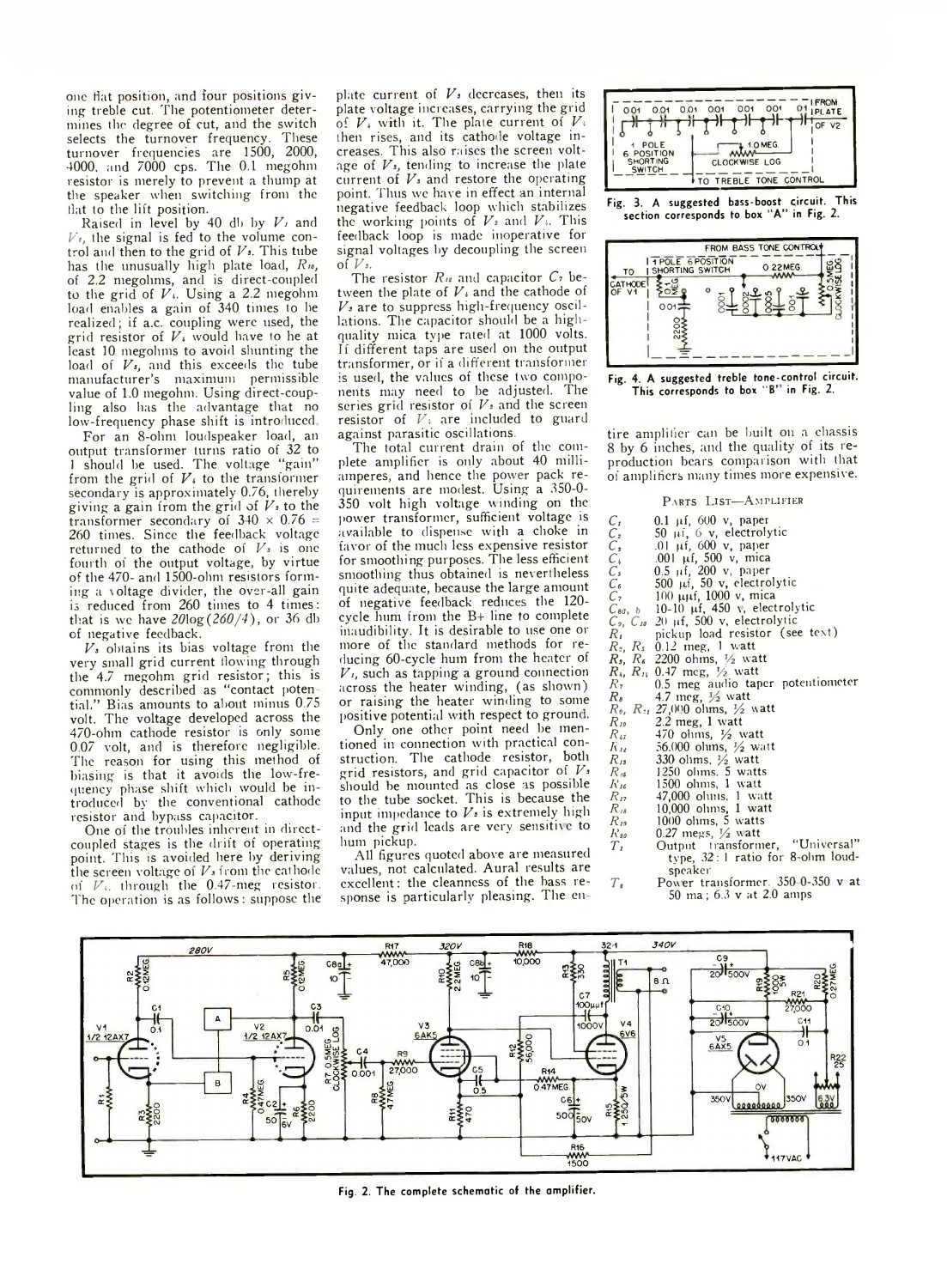one flat position, and four positions giving treble cut. The potentiometer determines the degree of cut, and the switch selects the turnover frequency. These turnover frequencies are 1500, 2000, 4000, and 7000 cps. The 0.1 megohm resistor is merely to prevent a thump at the speaker when switching from the flat to the lift position.

Raised in level by 40 db by $V_1$ and $V_2$, the signal is fed to the volume control and then to the grid of $V_3$. This tube has the unusually high plate load, $R_{10}$, of 2.2 megohms, and is direct-coupled to the grid of $V_4$. Using a 2.2 megohm load enables a gain of 340 times to be realized; if a.c. coupling were used, the grid resistor of $V_4$ would have to be at least 10 megohms to avoid shunting the load of $V_3$, and this exceeds the tube manufacturer's maximum permissible value of 1.0 megohm. Using direct-coupling also has the advantage that no low-frequency phase shift is introduced.

For an 8-ohm loudspeaker load, an output transformer turns ratio of 32 to 1 should be used. The voltage "gain" from the grid of $V_4$ to the transformer secondary is approximately 0.76, thereby giving a gain from the grid of $V_3$ to the transformer secondary of 340 × 0.76 = 260 times. Since the feedback voltage returned to the cathode of $V_3$ is one fourth of the output voltage, by virtue of the 470- and 1500-ohm resistors forming a voltage divider, the over-all gain is reduced from 260 times to 4 times: that is we have $20\log(260/4)$, or 36 db of negative feedback.

$V_3$ obtains its bias voltage from the very small grid current flowing through the 4.7 megohm grid resistor; this is commonly described as "contact potential." Bias amounts to about minus 0.75 volt. The voltage developed across the 470-ohm cathode resistor is only some 0.07 volt, and is therefore negligible. The reason for using this method of biasing is that it avoids the low-frequency phase shift which would be introduced by the conventional cathode resistor and bypass capacitor.

One of the troubles inherent in direct-coupled stages is the drift of operating point. This is avoided here by deriving the screen voltage of $V_3$ from the cathode of $V_4$ through the 0.47-meg resistor. The operation is as follows: suppose the plate current of $V_3$ decreases, then its plate voltage increases, carrying the grid of $V_4$ with it. The plate current of $V_4$ then rises, and its cathode voltage increases. This also raises the screen voltage of $V_3$, tending to increase the plate current of $V_3$ and restore the operating point. Thus we have in effect an internal negative feedback loop which stabilizes the working points of $V_3$ and $V_4$. This feedback loop is made inoperative for signal voltages by decoupling the screen of $V_3$.

The resistor $R_{12}$ and capacitor $C_7$ between the plate of $V_4$ and the cathode of $V_3$ are to suppress high-frequency oscillations. The capacitor should be a high-quality mica type rated at 1000 volts. If different taps are used on the output transformer, or if a different transformer is used, the values of these two components may need to be adjusted. The series grid resistor of $V_3$ and the screen resistor of $V_4$ are included to guard against parasitic oscillations.

The total current drain of the complete amplifier is only about 40 milliamperes, and hence the power pack requirements are modest. Using a 350-0-350 volt high voltage winding on the power transformer, sufficient voltage is available to dispense with a choke in favor of the much less expensive resistor for smoothing purposes. The less efficient smoothing thus obtained is nevertheless quite adequate, because the large amount of negative feedback reduces the 120-cycle hum from the B+ line to complete inaudibility. It is desirable to use one or more of the standard methods for reducing 60-cycle hum from the heater of $V_1$, such as tapping a ground connection across the heater winding, (as shown) or raising the heater winding to some positive potential with respect to ground.

Only one other point need be mentioned in connection with practical construction. The cathode resistor, both grid resistors, and grid capacitor of $V_3$ should be mounted as close as possible to the tube socket. This is because the input impedance to $V_3$ is extremely high and the grid leads are very sensitive to hum pickup.

All figures quoted above are measured values, not calculated. Aural results are excellent: the cleanness of the bass response is particularly pleasing. The entire amplifier can be built on a chassis 8 by 6 inches, and the quality of its reproduction bears comparison with that of amplifiers many times more expensive.

0.01 0.01 0.01 0.01 0.01 0.01 0.1
FROM PLATE OF V2
1 POLE 6 POSITION SHORTING SWITCH
1.0 MEG. CLOCKWISE LOG
TO TREBLE TONE CONTROL

Fig. 3. A suggested bass-boost circuit. This section corresponds to box "A" in Fig. 2.

FROM BASS TONE CONTROL
TO CATHODE OF V1
1 POLE 6 POSITION SHORTING SWITCH
0.1 MEG
0.22 MEG.
0.001 0.0001 0.002 0.005 0.01
2200
0.5 MEG CLOCKWISE LOG

Fig. 4. A suggested treble tone-control circuit. This corresponds to box "B" in Fig. 2.

PARTS LIST—AMPLIFIER

| | |
|---|---|
| $C_1$ | 0.1 μf, 600 v, paper |
| $C_2$ | 50 μf, 6 v, electrolytic |
| $C_3$ | .01 μf, 600 v, paper |
| $C_4$ | .001 μf, 500 v, mica |
| $C_5$ | 0.5 μf, 200 v, paper |
| $C_6$ | 500 μf, 50 v, electrolytic |
| $C_7$ | 100 μμf, 1000 v, mica |
| $C_{8a,\ b}$ | 10-10 μf, 450 v, electrolytic |
| $C_9$, $C_{10}$ | 20 μf, 500 v, electrolytic |
| $R_1$ | pickup load resistor (see text) |
| $R_2$, $R_5$ | 0.12 meg, 1 watt |
| $R_3$, $R_6$ | 2200 ohms, ½ watt |
| $R_4$, $R_{14}$ | 0.47 meg, ½ watt |
| $R_7$ | 0.5 meg audio taper potentiometer |
| $R_8$ | 4.7 meg, ½ watt |
| $R_9$, $R_{21}$ | 27,000 ohms, ½ watt |
| $R_{10}$ | 2.2 meg, 1 watt |
| $R_{11}$ | 470 ohms, ½ watt |
| $R_{12}$ | 56,000 ohms, ½ watt |
| $R_{13}$ | 330 ohms, ½ watt |
| $R_{15}$ | 1250 ohms, 5 watts |
| $R_{16}$ | 1500 ohms, 1 watt |
| $R_{17}$ | 47,000 ohms, 1 watt |
| $R_{18}$ | 10,000 ohms, 1 watt |
| $R_{19}$ | 1000 ohms, 5 watts |
| $R_{20}$ | 0.27 megs, ½ watt |
| $T_1$ | Output transformer, "Universal" type, 32 : 1 ratio for 8-ohm loudspeaker |
| $T_2$ | Power transformer, 350-0-350 v at 50 ma; 6.3 v at 2.0 amps |

280V 320V 340V
R2 0.12MEG R5 0.12MEG R17 47,000 R18 10,000 R10 2.2MEG R13 330 32:1 T1 8Ω
C8a 10 C8b 10 C1 0.1 C3 0.01 C7 100μμf 1000V
V1 1/2 12AX7 V2 1/2 12AX7 V3 6AK5 V4 6V6 V5 6AX5
A B
R7 0.5MEG CLOCKWISE LOG C4 0.001 R9 27,000 R8 4.7MEG R12 56,000 C5 0.5 R14 0.47MEG C6 500 50V R15 1,250 5W
R1 R3 2200 R4 0.47MEG C2 50 6V R6 2200 R11 470 R16 1500
C9 20 500V R19 1000 5W R20 0.27MEG C10 20 500V R21 27,000 C11 0.1 R22 25
350V 0V 350V 6.3V 117VAC

Fig. 2. The complete schematic of the amplifier.